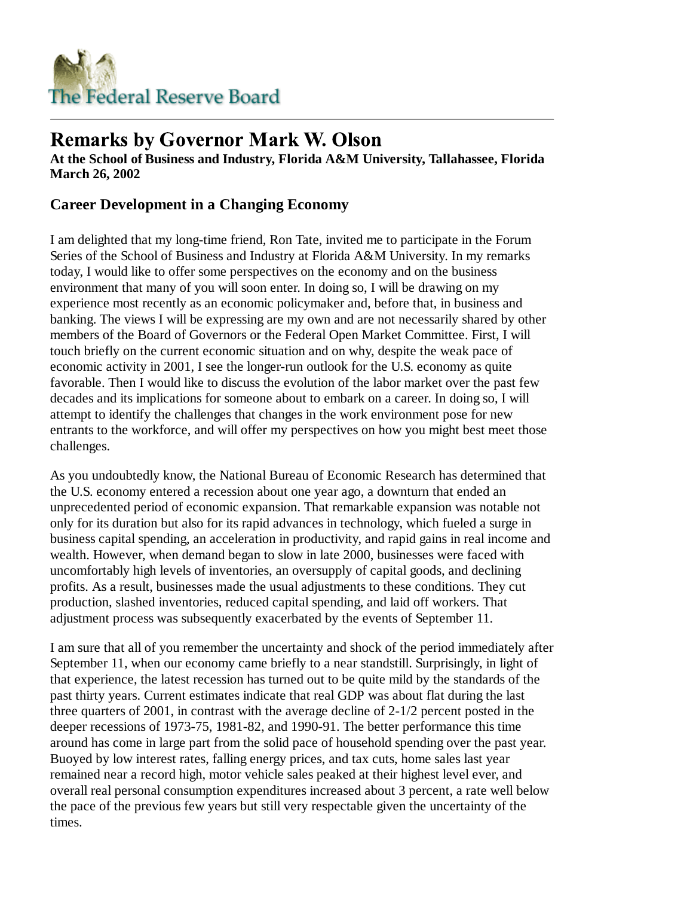# Remarks by Governor Mark W. Olson

**At the School of Business and Industry, Florida A&M University, Tallahassee, Florida**
**March 26, 2002**

## Career Development in a Changing Economy

I am delighted that my long-time friend, Ron Tate, invited me to participate in the Forum Series of the School of Business and Industry at Florida A&M University. In my remarks today, I would like to offer some perspectives on the economy and on the business environment that many of you will soon enter. In doing so, I will be drawing on my experience most recently as an economic policymaker and, before that, in business and banking. The views I will be expressing are my own and are not necessarily shared by other members of the Board of Governors or the Federal Open Market Committee. First, I will touch briefly on the current economic situation and on why, despite the weak pace of economic activity in 2001, I see the longer-run outlook for the U.S. economy as quite favorable. Then I would like to discuss the evolution of the labor market over the past few decades and its implications for someone about to embark on a career. In doing so, I will attempt to identify the challenges that changes in the work environment pose for new entrants to the workforce, and will offer my perspectives on how you might best meet those challenges.

As you undoubtedly know, the National Bureau of Economic Research has determined that the U.S. economy entered a recession about one year ago, a downturn that ended an unprecedented period of economic expansion. That remarkable expansion was notable not only for its duration but also for its rapid advances in technology, which fueled a surge in business capital spending, an acceleration in productivity, and rapid gains in real income and wealth. However, when demand began to slow in late 2000, businesses were faced with uncomfortably high levels of inventories, an oversupply of capital goods, and declining profits. As a result, businesses made the usual adjustments to these conditions. They cut production, slashed inventories, reduced capital spending, and laid off workers. That adjustment process was subsequently exacerbated by the events of September 11.

I am sure that all of you remember the uncertainty and shock of the period immediately after September 11, when our economy came briefly to a near standstill. Surprisingly, in light of that experience, the latest recession has turned out to be quite mild by the standards of the past thirty years. Current estimates indicate that real GDP was about flat during the last three quarters of 2001, in contrast with the average decline of 2-1/2 percent posted in the deeper recessions of 1973-75, 1981-82, and 1990-91. The better performance this time around has come in large part from the solid pace of household spending over the past year. Buoyed by low interest rates, falling energy prices, and tax cuts, home sales last year remained near a record high, motor vehicle sales peaked at their highest level ever, and overall real personal consumption expenditures increased about 3 percent, a rate well below the pace of the previous few years but still very respectable given the uncertainty of the times.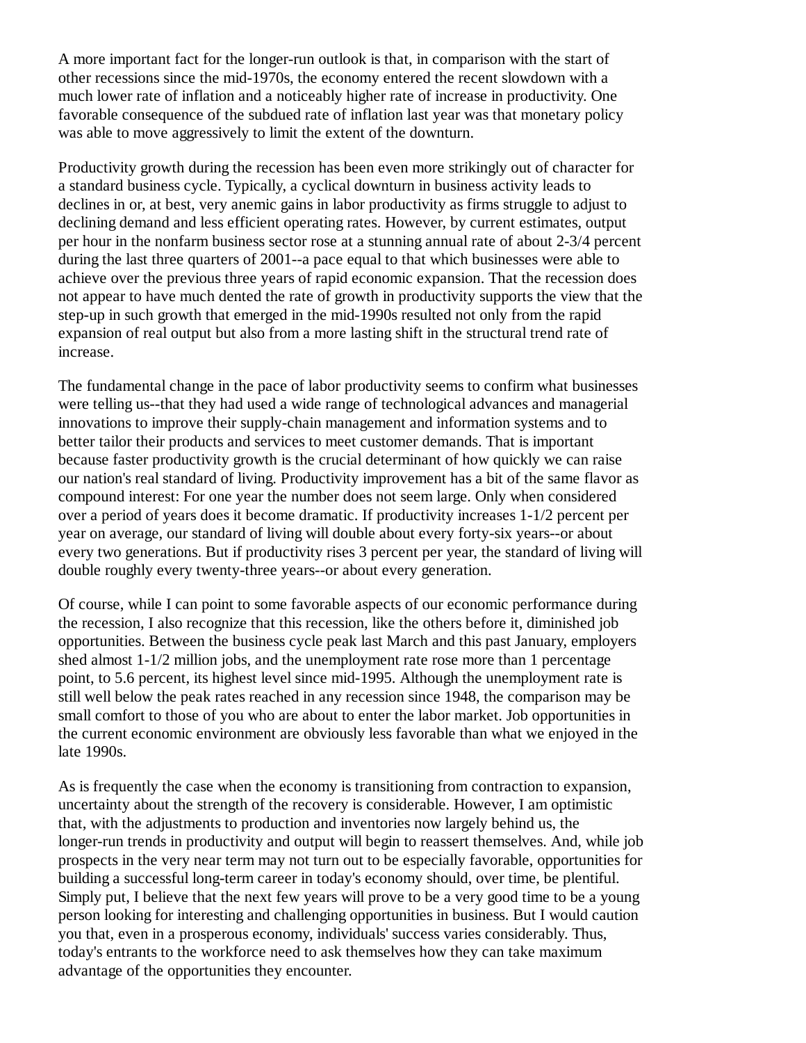A more important fact for the longer-run outlook is that, in comparison with the start of other recessions since the mid-1970s, the economy entered the recent slowdown with a much lower rate of inflation and a noticeably higher rate of increase in productivity. One favorable consequence of the subdued rate of inflation last year was that monetary policy was able to move aggressively to limit the extent of the downturn.

Productivity growth during the recession has been even more strikingly out of character for a standard business cycle. Typically, a cyclical downturn in business activity leads to declines in or, at best, very anemic gains in labor productivity as firms struggle to adjust to declining demand and less efficient operating rates. However, by current estimates, output per hour in the nonfarm business sector rose at a stunning annual rate of about 2-3/4 percent during the last three quarters of 2001--a pace equal to that which businesses were able to achieve over the previous three years of rapid economic expansion. That the recession does not appear to have much dented the rate of growth in productivity supports the view that the step-up in such growth that emerged in the mid-1990s resulted not only from the rapid expansion of real output but also from a more lasting shift in the structural trend rate of increase.

The fundamental change in the pace of labor productivity seems to confirm what businesses were telling us--that they had used a wide range of technological advances and managerial innovations to improve their supply-chain management and information systems and to better tailor their products and services to meet customer demands. That is important because faster productivity growth is the crucial determinant of how quickly we can raise our nation's real standard of living. Productivity improvement has a bit of the same flavor as compound interest: For one year the number does not seem large. Only when considered over a period of years does it become dramatic. If productivity increases 1-1/2 percent per year on average, our standard of living will double about every forty-six years--or about every two generations. But if productivity rises 3 percent per year, the standard of living will double roughly every twenty-three years--or about every generation.

Of course, while I can point to some favorable aspects of our economic performance during the recession, I also recognize that this recession, like the others before it, diminished job opportunities. Between the business cycle peak last March and this past January, employers shed almost 1-1/2 million jobs, and the unemployment rate rose more than 1 percentage point, to 5.6 percent, its highest level since mid-1995. Although the unemployment rate is still well below the peak rates reached in any recession since 1948, the comparison may be small comfort to those of you who are about to enter the labor market. Job opportunities in the current economic environment are obviously less favorable than what we enjoyed in the late 1990s.

As is frequently the case when the economy is transitioning from contraction to expansion, uncertainty about the strength of the recovery is considerable. However, I am optimistic that, with the adjustments to production and inventories now largely behind us, the longer-run trends in productivity and output will begin to reassert themselves. And, while job prospects in the very near term may not turn out to be especially favorable, opportunities for building a successful long-term career in today's economy should, over time, be plentiful. Simply put, I believe that the next few years will prove to be a very good time to be a young person looking for interesting and challenging opportunities in business. But I would caution you that, even in a prosperous economy, individuals' success varies considerably. Thus, today's entrants to the workforce need to ask themselves how they can take maximum advantage of the opportunities they encounter.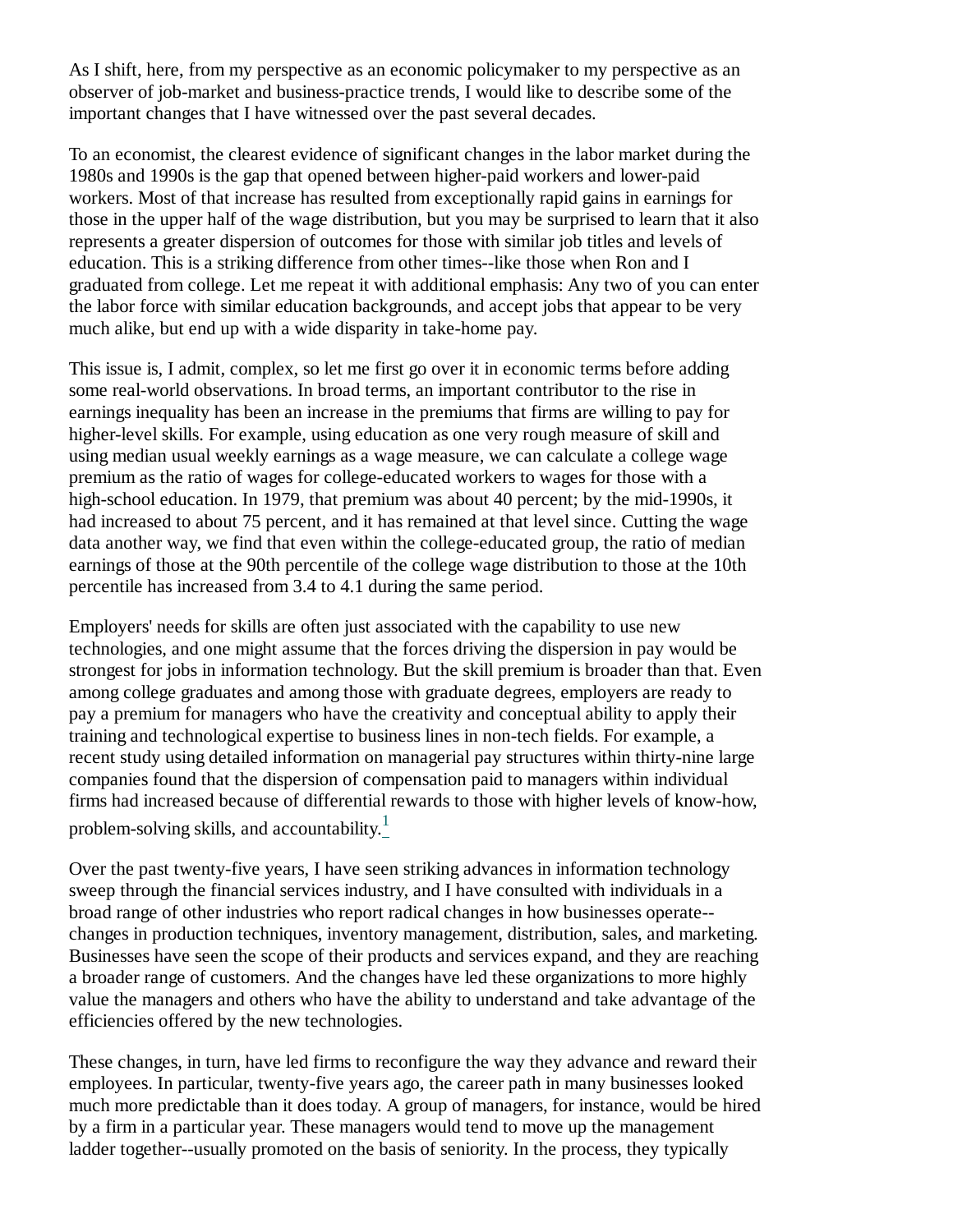As I shift, here, from my perspective as an economic policymaker to my perspective as an observer of job-market and business-practice trends, I would like to describe some of the important changes that I have witnessed over the past several decades.

To an economist, the clearest evidence of significant changes in the labor market during the 1980s and 1990s is the gap that opened between higher-paid workers and lower-paid workers. Most of that increase has resulted from exceptionally rapid gains in earnings for those in the upper half of the wage distribution, but you may be surprised to learn that it also represents a greater dispersion of outcomes for those with similar job titles and levels of education. This is a striking difference from other times--like those when Ron and I graduated from college. Let me repeat it with additional emphasis: Any two of you can enter the labor force with similar education backgrounds, and accept jobs that appear to be very much alike, but end up with a wide disparity in take-home pay.

This issue is, I admit, complex, so let me first go over it in economic terms before adding some real-world observations. In broad terms, an important contributor to the rise in earnings inequality has been an increase in the premiums that firms are willing to pay for higher-level skills. For example, using education as one very rough measure of skill and using median usual weekly earnings as a wage measure, we can calculate a college wage premium as the ratio of wages for college-educated workers to wages for those with a high-school education. In 1979, that premium was about 40 percent; by the mid-1990s, it had increased to about 75 percent, and it has remained at that level since. Cutting the wage data another way, we find that even within the college-educated group, the ratio of median earnings of those at the 90th percentile of the college wage distribution to those at the 10th percentile has increased from 3.4 to 4.1 during the same period.

Employers' needs for skills are often just associated with the capability to use new technologies, and one might assume that the forces driving the dispersion in pay would be strongest for jobs in information technology. But the skill premium is broader than that. Even among college graduates and among those with graduate degrees, employers are ready to pay a premium for managers who have the creativity and conceptual ability to apply their training and technological expertise to business lines in non-tech fields. For example, a recent study using detailed information on managerial pay structures within thirty-nine large companies found that the dispersion of compensation paid to managers within individual firms had increased because of differential rewards to those with higher levels of know-how, problem-solving skills, and accountability.[1]

Over the past twenty-five years, I have seen striking advances in information technology sweep through the financial services industry, and I have consulted with individuals in a broad range of other industries who report radical changes in how businesses operate--changes in production techniques, inventory management, distribution, sales, and marketing. Businesses have seen the scope of their products and services expand, and they are reaching a broader range of customers. And the changes have led these organizations to more highly value the managers and others who have the ability to understand and take advantage of the efficiencies offered by the new technologies.

These changes, in turn, have led firms to reconfigure the way they advance and reward their employees. In particular, twenty-five years ago, the career path in many businesses looked much more predictable than it does today. A group of managers, for instance, would be hired by a firm in a particular year. These managers would tend to move up the management ladder together--usually promoted on the basis of seniority. In the process, they typically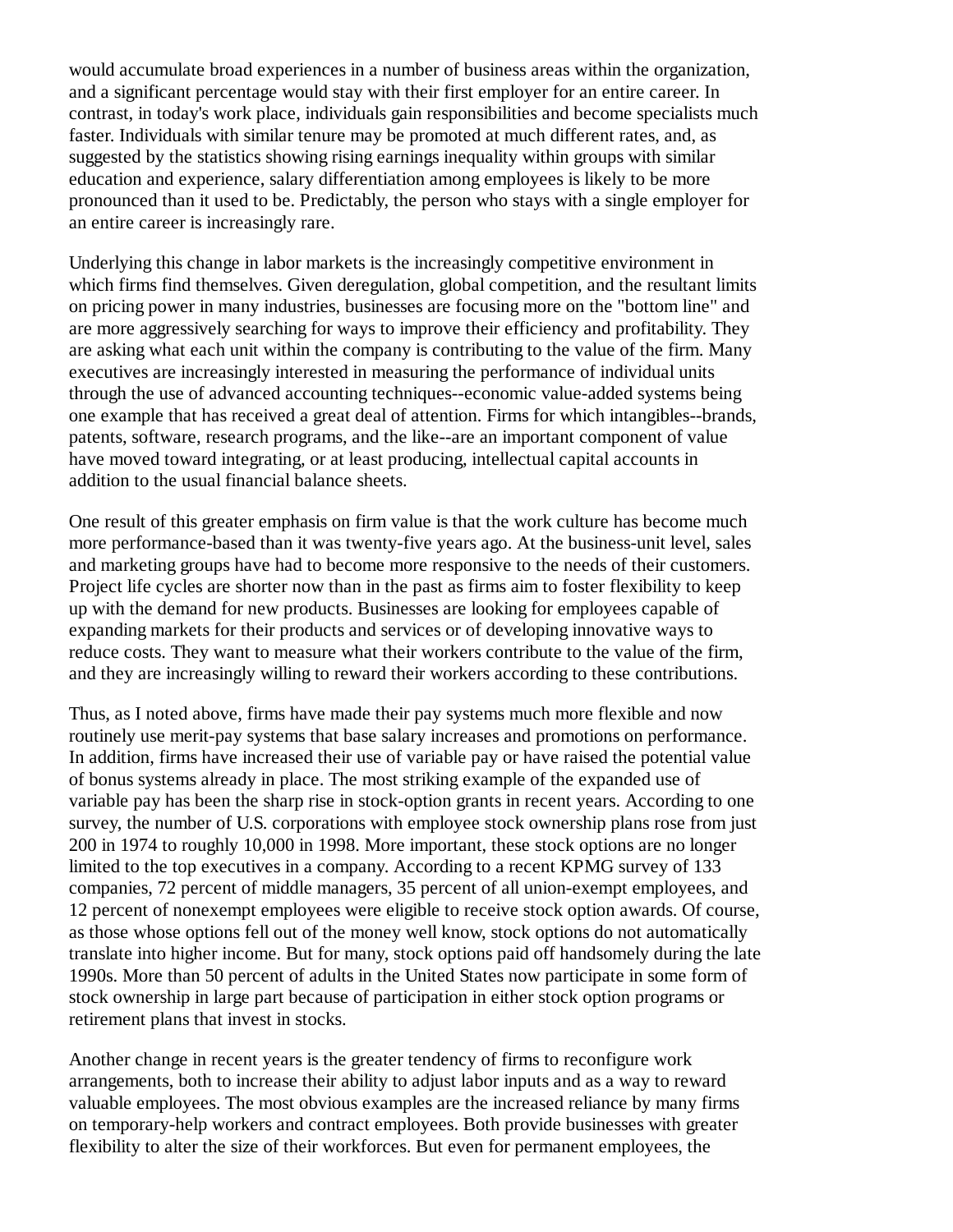would accumulate broad experiences in a number of business areas within the organization, and a significant percentage would stay with their first employer for an entire career. In contrast, in today's work place, individuals gain responsibilities and become specialists much faster. Individuals with similar tenure may be promoted at much different rates, and, as suggested by the statistics showing rising earnings inequality within groups with similar education and experience, salary differentiation among employees is likely to be more pronounced than it used to be. Predictably, the person who stays with a single employer for an entire career is increasingly rare.

Underlying this change in labor markets is the increasingly competitive environment in which firms find themselves. Given deregulation, global competition, and the resultant limits on pricing power in many industries, businesses are focusing more on the "bottom line" and are more aggressively searching for ways to improve their efficiency and profitability. They are asking what each unit within the company is contributing to the value of the firm. Many executives are increasingly interested in measuring the performance of individual units through the use of advanced accounting techniques--economic value-added systems being one example that has received a great deal of attention. Firms for which intangibles--brands, patents, software, research programs, and the like--are an important component of value have moved toward integrating, or at least producing, intellectual capital accounts in addition to the usual financial balance sheets.

One result of this greater emphasis on firm value is that the work culture has become much more performance-based than it was twenty-five years ago. At the business-unit level, sales and marketing groups have had to become more responsive to the needs of their customers. Project life cycles are shorter now than in the past as firms aim to foster flexibility to keep up with the demand for new products. Businesses are looking for employees capable of expanding markets for their products and services or of developing innovative ways to reduce costs. They want to measure what their workers contribute to the value of the firm, and they are increasingly willing to reward their workers according to these contributions.

Thus, as I noted above, firms have made their pay systems much more flexible and now routinely use merit-pay systems that base salary increases and promotions on performance. In addition, firms have increased their use of variable pay or have raised the potential value of bonus systems already in place. The most striking example of the expanded use of variable pay has been the sharp rise in stock-option grants in recent years. According to one survey, the number of U.S. corporations with employee stock ownership plans rose from just 200 in 1974 to roughly 10,000 in 1998. More important, these stock options are no longer limited to the top executives in a company. According to a recent KPMG survey of 133 companies, 72 percent of middle managers, 35 percent of all union-exempt employees, and 12 percent of nonexempt employees were eligible to receive stock option awards. Of course, as those whose options fell out of the money well know, stock options do not automatically translate into higher income. But for many, stock options paid off handsomely during the late 1990s. More than 50 percent of adults in the United States now participate in some form of stock ownership in large part because of participation in either stock option programs or retirement plans that invest in stocks.

Another change in recent years is the greater tendency of firms to reconfigure work arrangements, both to increase their ability to adjust labor inputs and as a way to reward valuable employees. The most obvious examples are the increased reliance by many firms on temporary-help workers and contract employees. Both provide businesses with greater flexibility to alter the size of their workforces. But even for permanent employees, the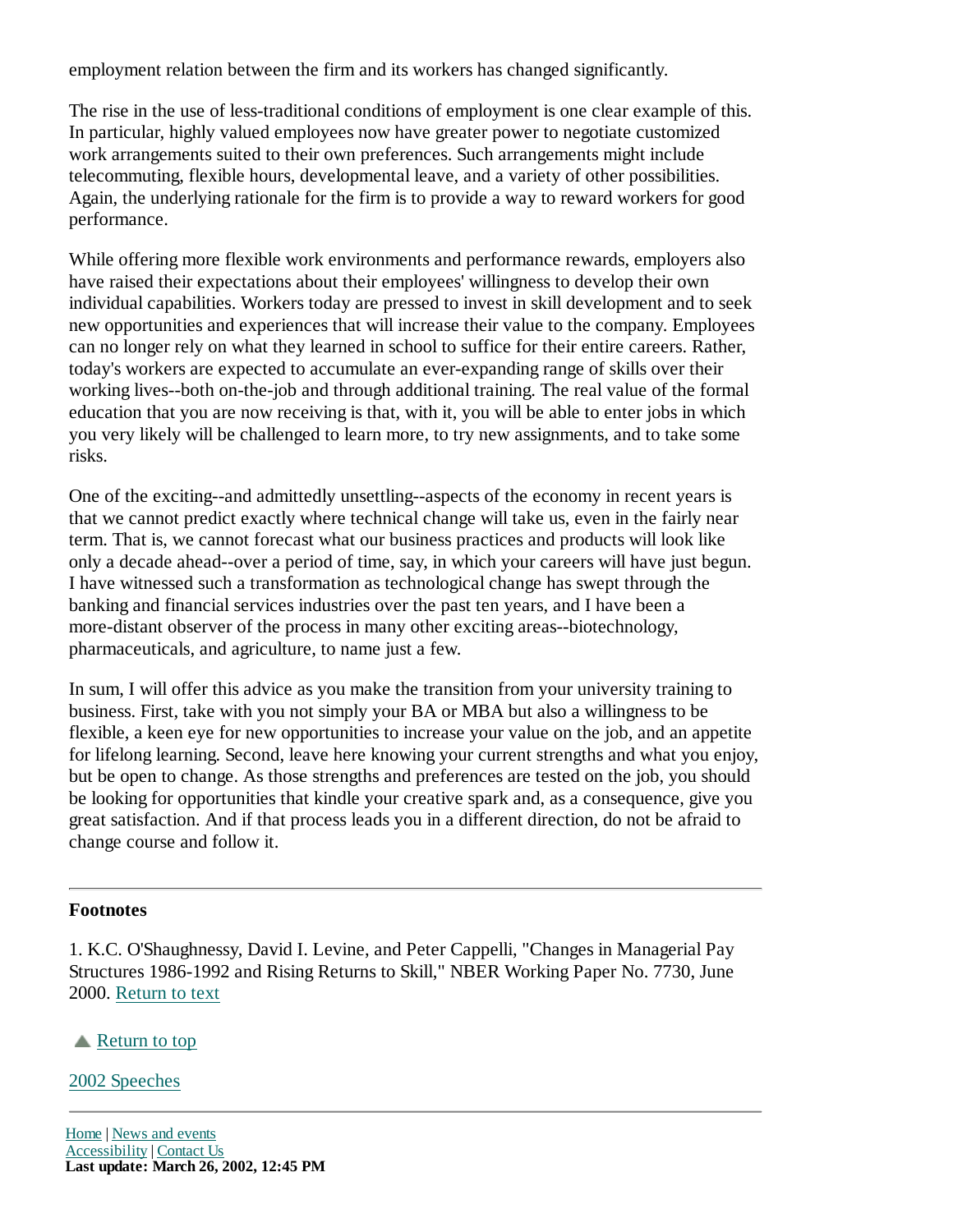employment relation between the firm and its workers has changed significantly.

The rise in the use of less-traditional conditions of employment is one clear example of this. In particular, highly valued employees now have greater power to negotiate customized work arrangements suited to their own preferences. Such arrangements might include telecommuting, flexible hours, developmental leave, and a variety of other possibilities. Again, the underlying rationale for the firm is to provide a way to reward workers for good performance.

While offering more flexible work environments and performance rewards, employers also have raised their expectations about their employees' willingness to develop their own individual capabilities. Workers today are pressed to invest in skill development and to seek new opportunities and experiences that will increase their value to the company. Employees can no longer rely on what they learned in school to suffice for their entire careers. Rather, today's workers are expected to accumulate an ever-expanding range of skills over their working lives--both on-the-job and through additional training. The real value of the formal education that you are now receiving is that, with it, you will be able to enter jobs in which you very likely will be challenged to learn more, to try new assignments, and to take some risks.

One of the exciting--and admittedly unsettling--aspects of the economy in recent years is that we cannot predict exactly where technical change will take us, even in the fairly near term. That is, we cannot forecast what our business practices and products will look like only a decade ahead--over a period of time, say, in which your careers will have just begun. I have witnessed such a transformation as technological change has swept through the banking and financial services industries over the past ten years, and I have been a more-distant observer of the process in many other exciting areas--biotechnology, pharmaceuticals, and agriculture, to name just a few.

In sum, I will offer this advice as you make the transition from your university training to business. First, take with you not simply your BA or MBA but also a willingness to be flexible, a keen eye for new opportunities to increase your value on the job, and an appetite for lifelong learning. Second, leave here knowing your current strengths and what you enjoy, but be open to change. As those strengths and preferences are tested on the job, you should be looking for opportunities that kindle your creative spark and, as a consequence, give you great satisfaction. And if that process leads you in a different direction, do not be afraid to change course and follow it.

---

**Footnotes**

1. K.C. O'Shaughnessy, David I. Levine, and Peter Cappelli, "Changes in Managerial Pay Structures 1986-1992 and Rising Returns to Skill," NBER Working Paper No. 7730, June 2000. Return to text

▲ Return to top

2002 Speeches

---

Home | News and events
Accessibility | Contact Us
**Last update: March 26, 2002, 12:45 PM**